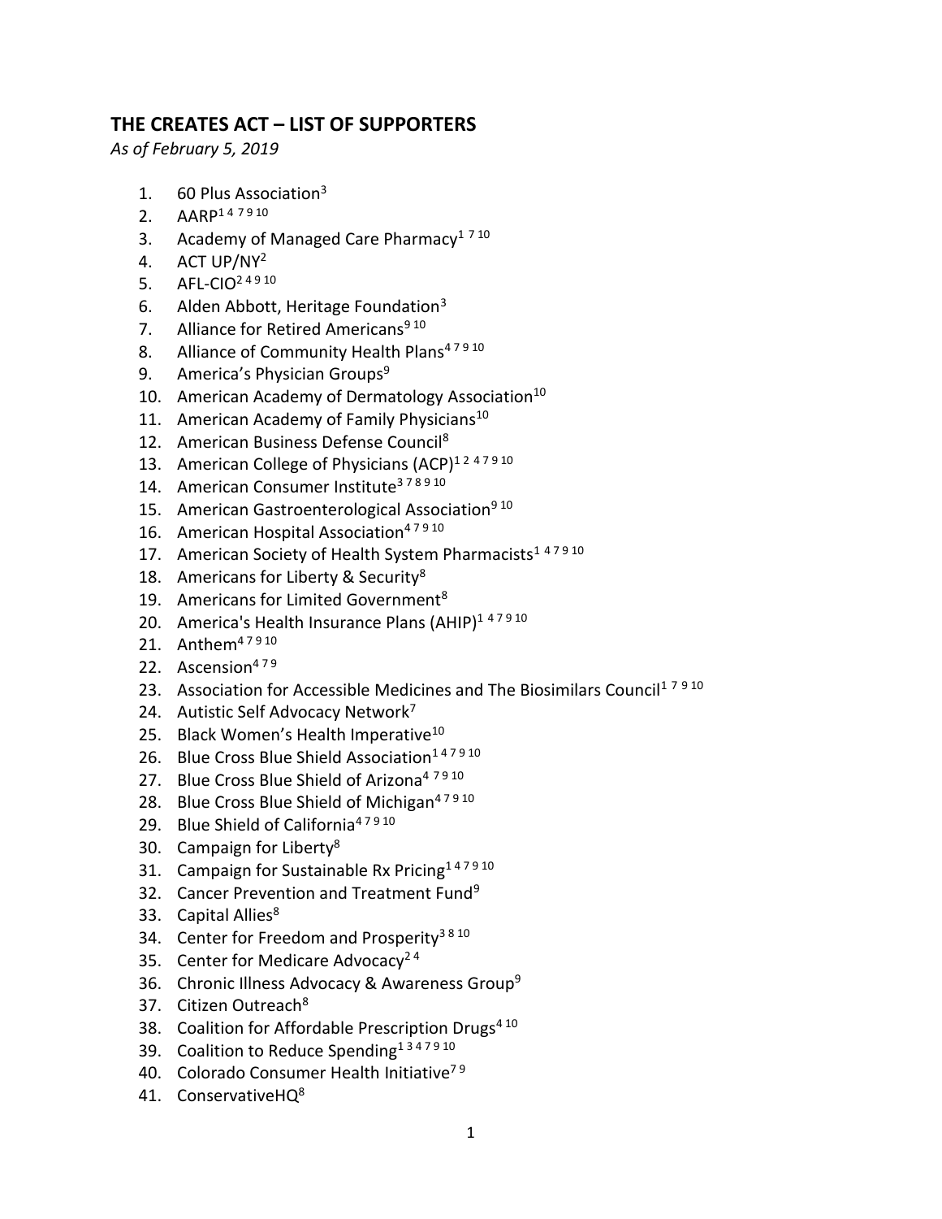## THE CREATES ACT – LIST OF SUPPORTERS

*As of February 5, 2019*

1. 60 Plus Association[3]
2. AARP[1 4 7 9 10]
3. Academy of Managed Care Pharmacy[1 7 10]
4. ACT UP/NY[2]
5. AFL-CIO[2 4 9 10]
6. Alden Abbott, Heritage Foundation[3]
7. Alliance for Retired Americans[9 10]
8. Alliance of Community Health Plans[4 7 9 10]
9. America's Physician Groups[9]
10. American Academy of Dermatology Association[10]
11. American Academy of Family Physicians[10]
12. American Business Defense Council[8]
13. American College of Physicians (ACP)[1 2 4 7 9 10]
14. American Consumer Institute[3 7 8 9 10]
15. American Gastroenterological Association[9 10]
16. American Hospital Association[4 7 9 10]
17. American Society of Health System Pharmacists[1 4 7 9 10]
18. Americans for Liberty & Security[8]
19. Americans for Limited Government[8]
20. America's Health Insurance Plans (AHIP)[1 4 7 9 10]
21. Anthem[4 7 9 10]
22. Ascension[4 7 9]
23. Association for Accessible Medicines and The Biosimilars Council[1 7 9 10]
24. Autistic Self Advocacy Network[7]
25. Black Women's Health Imperative[10]
26. Blue Cross Blue Shield Association[1 4 7 9 10]
27. Blue Cross Blue Shield of Arizona[4 7 9 10]
28. Blue Cross Blue Shield of Michigan[4 7 9 10]
29. Blue Shield of California[4 7 9 10]
30. Campaign for Liberty[8]
31. Campaign for Sustainable Rx Pricing[1 4 7 9 10]
32. Cancer Prevention and Treatment Fund[9]
33. Capital Allies[8]
34. Center for Freedom and Prosperity[3 8 10]
35. Center for Medicare Advocacy[2 4]
36. Chronic Illness Advocacy & Awareness Group[9]
37. Citizen Outreach[8]
38. Coalition for Affordable Prescription Drugs[4 10]
39. Coalition to Reduce Spending[1 3 4 7 9 10]
40. Colorado Consumer Health Initiative[7 9]
41. ConservativeHQ[8]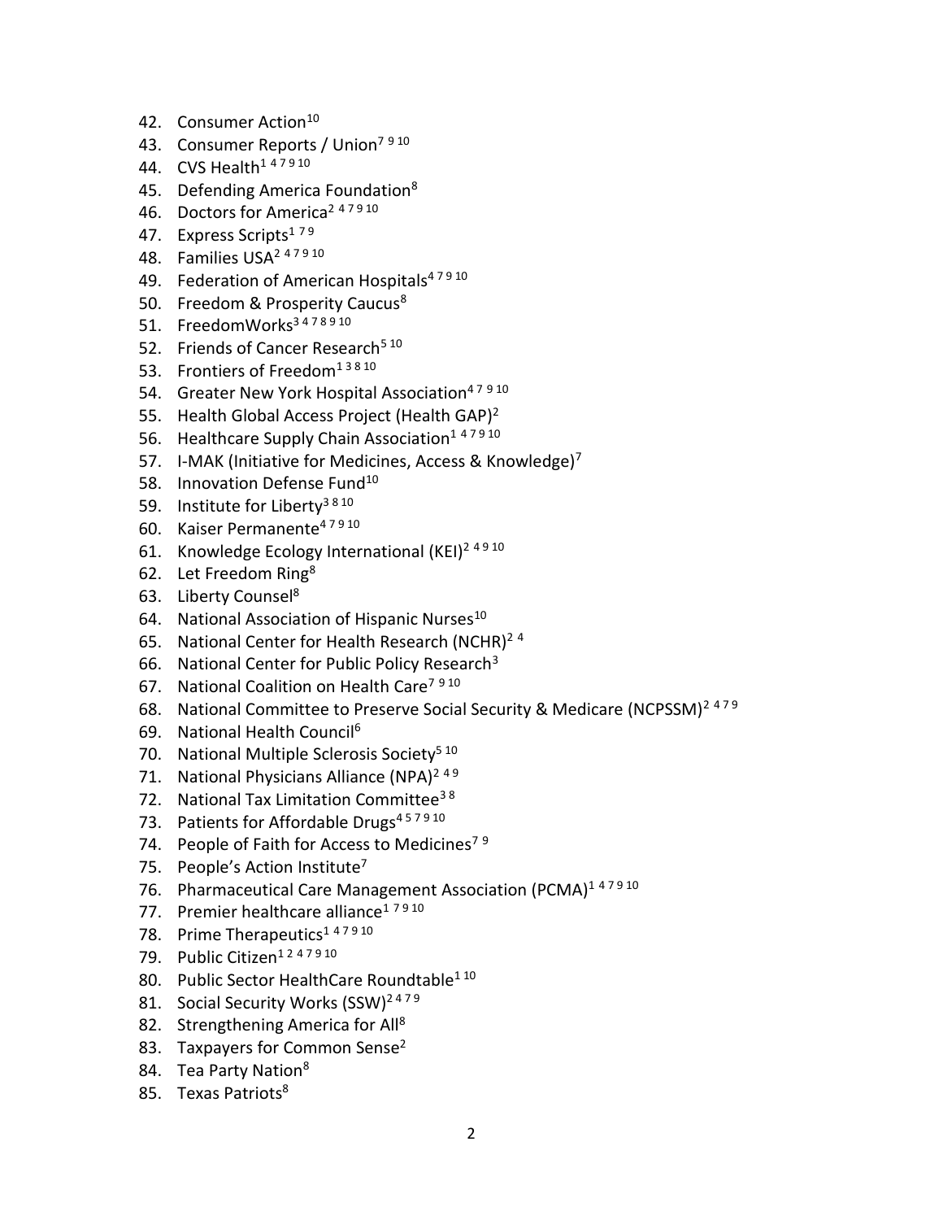42. Consumer Action[10]
43. Consumer Reports / Union[7 9 10]
44. CVS Health[1 4 7 9 10]
45. Defending America Foundation[8]
46. Doctors for America[2 4 7 9 10]
47. Express Scripts[1 7 9]
48. Families USA[2 4 7 9 10]
49. Federation of American Hospitals[4 7 9 10]
50. Freedom & Prosperity Caucus[8]
51. FreedomWorks[3 4 7 8 9 10]
52. Friends of Cancer Research[5 10]
53. Frontiers of Freedom[1 3 8 10]
54. Greater New York Hospital Association[4 7 9 10]
55. Health Global Access Project (Health GAP)[2]
56. Healthcare Supply Chain Association[1 4 7 9 10]
57. I-MAK (Initiative for Medicines, Access & Knowledge)[7]
58. Innovation Defense Fund[10]
59. Institute for Liberty[3 8 10]
60. Kaiser Permanente[4 7 9 10]
61. Knowledge Ecology International (KEI)[2 4 9 10]
62. Let Freedom Ring[8]
63. Liberty Counsel[8]
64. National Association of Hispanic Nurses[10]
65. National Center for Health Research (NCHR)[2 4]
66. National Center for Public Policy Research[3]
67. National Coalition on Health Care[7 9 10]
68. National Committee to Preserve Social Security & Medicare (NCPSSM)[2 4 7 9]
69. National Health Council[6]
70. National Multiple Sclerosis Society[5 10]
71. National Physicians Alliance (NPA)[2 4 9]
72. National Tax Limitation Committee[3 8]
73. Patients for Affordable Drugs[4 5 7 9 10]
74. People of Faith for Access to Medicines[7 9]
75. People's Action Institute[7]
76. Pharmaceutical Care Management Association (PCMA)[1 4 7 9 10]
77. Premier healthcare alliance[1 7 9 10]
78. Prime Therapeutics[1 4 7 9 10]
79. Public Citizen[1 2 4 7 9 10]
80. Public Sector HealthCare Roundtable[1 10]
81. Social Security Works (SSW)[2 4 7 9]
82. Strengthening America for All[8]
83. Taxpayers for Common Sense[2]
84. Tea Party Nation[8]
85. Texas Patriots[8]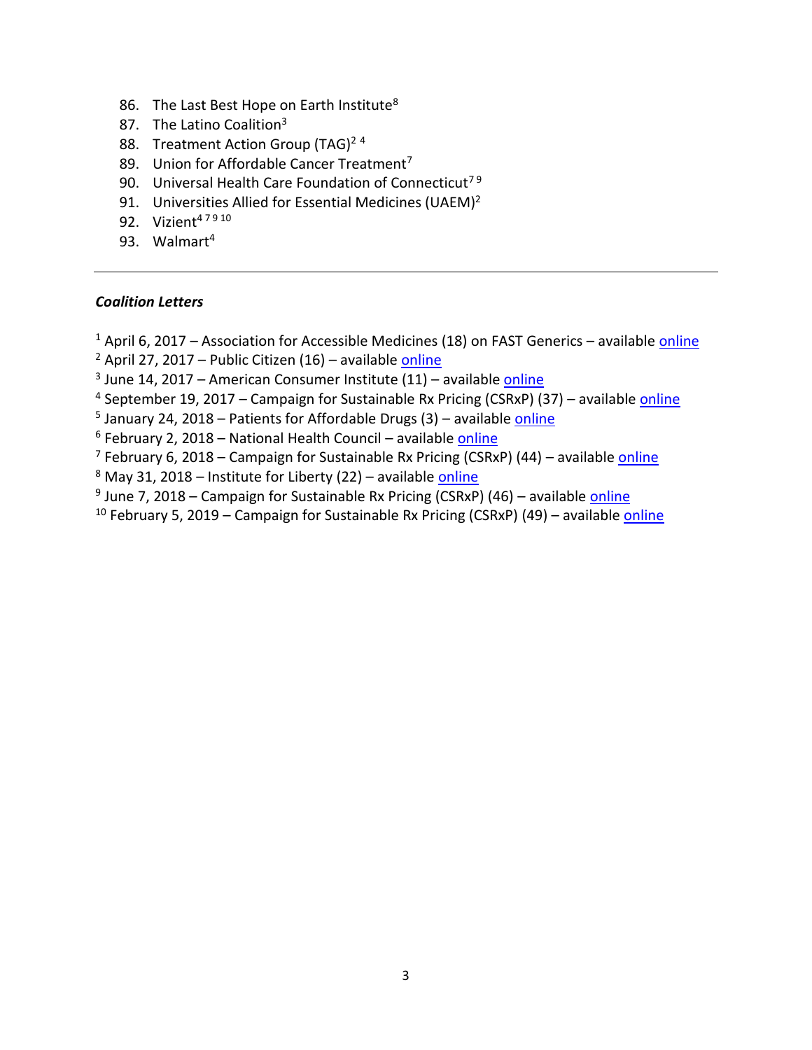86. The Last Best Hope on Earth Institute[8]
87. The Latino Coalition[3]
88. Treatment Action Group (TAG)[2,4]
89. Union for Affordable Cancer Treatment[7]
90. Universal Health Care Foundation of Connecticut[7,9]
91. Universities Allied for Essential Medicines (UAEM)[2]
92. Vizient[4,7,9,10]
93. Walmart[4]

---

***Coalition Letters***

[1] April 6, 2017 – Association for Accessible Medicines (18) on FAST Generics – available online
[2] April 27, 2017 – Public Citizen (16) – available online
[3] June 14, 2017 – American Consumer Institute (11) – available online
[4] September 19, 2017 – Campaign for Sustainable Rx Pricing (CSRxP) (37) – available online
[5] January 24, 2018 – Patients for Affordable Drugs (3) – available online
[6] February 2, 2018 – National Health Council – available online
[7] February 6, 2018 – Campaign for Sustainable Rx Pricing (CSRxP) (44) – available online
[8] May 31, 2018 – Institute for Liberty (22) – available online
[9] June 7, 2018 – Campaign for Sustainable Rx Pricing (CSRxP) (46) – available online
[10] February 5, 2019 – Campaign for Sustainable Rx Pricing (CSRxP) (49) – available online